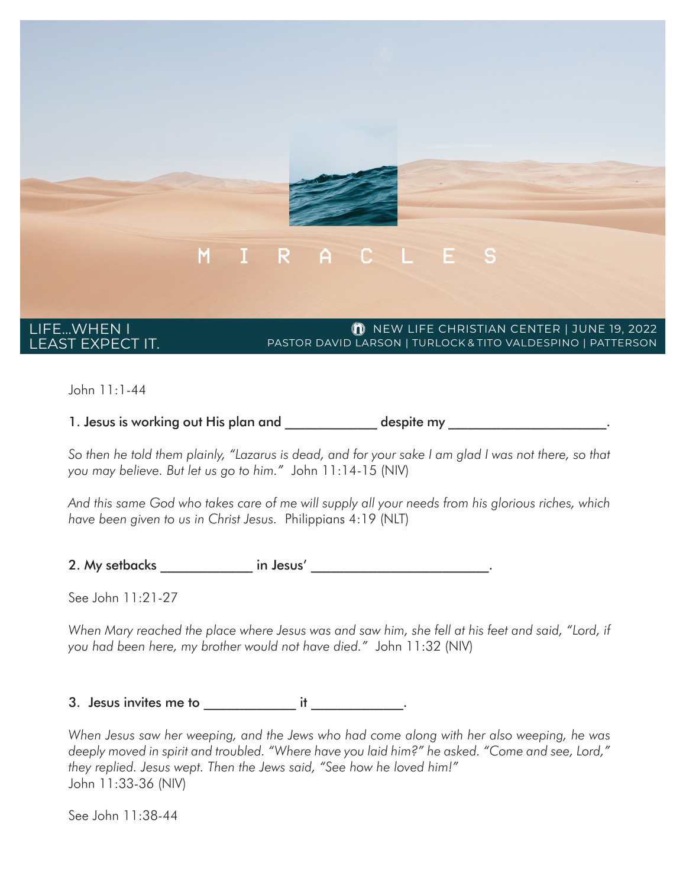# M I R A C L E S

LIFE...WHEN I LEAST EXPECT IT.

NEW LIFE CHRISTIAN CENTER | JUNE 19, 2022
PASTOR DAVID LARSON | TURLOCK & TITO VALDESPINO | PATTERSON

John 11:1-44

1. Jesus is working out His plan and ____________ despite my ____________________.

*So then he told them plainly, "Lazarus is dead, and for your sake I am glad I was not there, so that you may believe. But let us go to him."* John 11:14-15 (NIV)

*And this same God who takes care of me will supply all your needs from his glorious riches, which have been given to us in Christ Jesus.* Philippians 4:19 (NLT)

2. My setbacks ____________ in Jesus' _______________________.

See John 11:21-27

*When Mary reached the place where Jesus was and saw him, she fell at his feet and said, "Lord, if you had been here, my brother would not have died."* John 11:32 (NIV)

3. Jesus invites me to ____________ it ____________.

*When Jesus saw her weeping, and the Jews who had come along with her also weeping, he was deeply moved in spirit and troubled. "Where have you laid him?" he asked. "Come and see, Lord," they replied. Jesus wept. Then the Jews said, "See how he loved him!"*
John 11:33-36 (NIV)

See John 11:38-44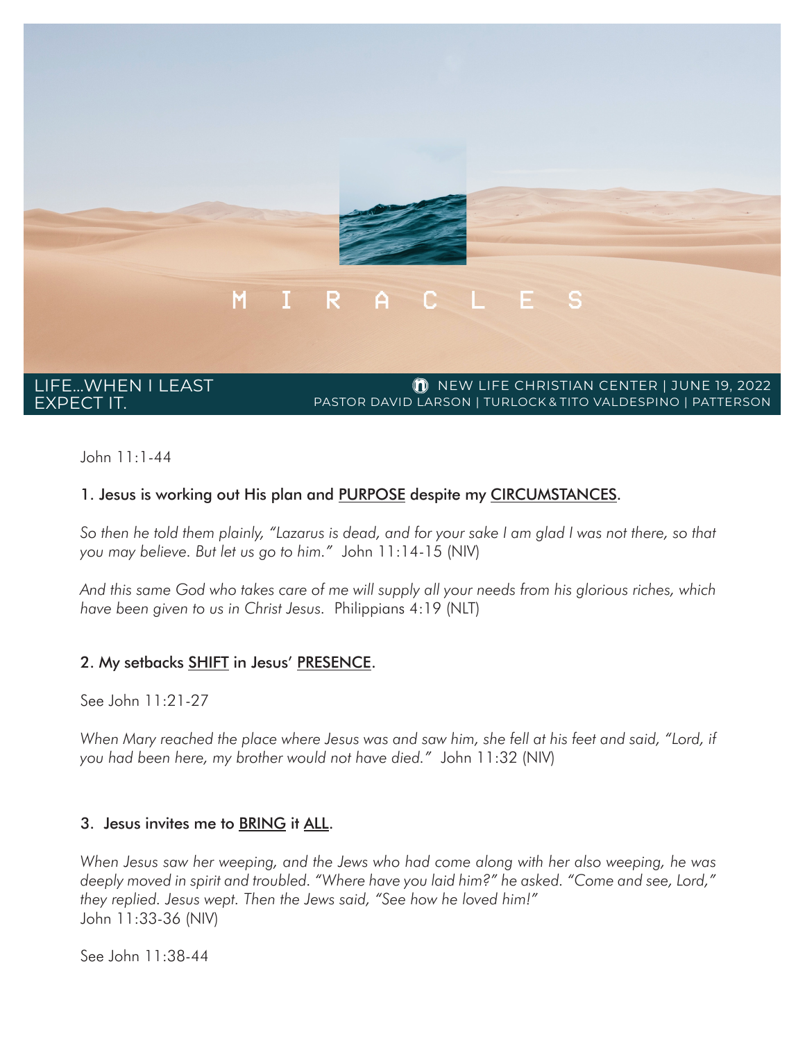# MIRACLES

LIFE...WHEN I LEAST EXPECT IT.

NEW LIFE CHRISTIAN CENTER | JUNE 19, 2022
PASTOR DAVID LARSON | TURLOCK & TITO VALDESPINO | PATTERSON

John 11:1-44

### 1. Jesus is working out His plan and <u>PURPOSE</u> despite my <u>CIRCUMSTANCES</u>.

*So then he told them plainly, "Lazarus is dead, and for your sake I am glad I was not there, so that you may believe. But let us go to him."* John 11:14-15 (NIV)

*And this same God who takes care of me will supply all your needs from his glorious riches, which have been given to us in Christ Jesus.* Philippians 4:19 (NLT)

### 2. My setbacks <u>SHIFT</u> in Jesus' <u>PRESENCE</u>.

See John 11:21-27

*When Mary reached the place where Jesus was and saw him, she fell at his feet and said, "Lord, if you had been here, my brother would not have died."* John 11:32 (NIV)

### 3. Jesus invites me to <u>BRING</u> it <u>ALL</u>.

*When Jesus saw her weeping, and the Jews who had come along with her also weeping, he was deeply moved in spirit and troubled. "Where have you laid him?" he asked. "Come and see, Lord," they replied. Jesus wept. Then the Jews said, "See how he loved him!"*
John 11:33-36 (NIV)

See John 11:38-44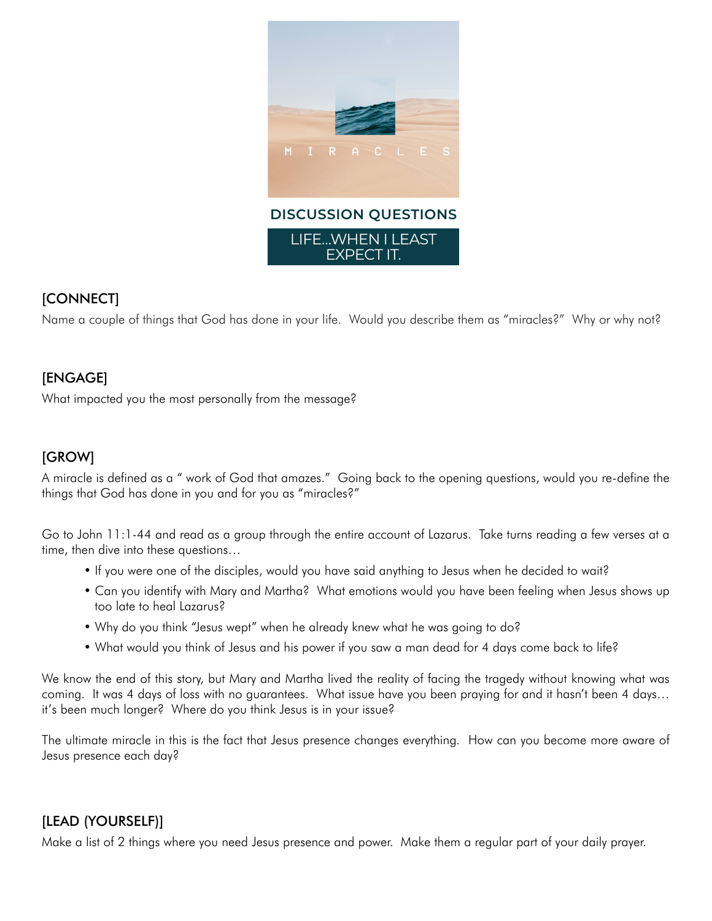M I R A C L E S

**DISCUSSION QUESTIONS**

LIFE...WHEN I LEAST EXPECT IT.

## [CONNECT]

Name a couple of things that God has done in your life. Would you describe them as "miracles?" Why or why not?

## [ENGAGE]

What impacted you the most personally from the message?

## [GROW]

A miracle is defined as a " work of God that amazes." Going back to the opening questions, would you re-define the things that God has done in you and for you as "miracles?"

Go to John 11:1-44 and read as a group through the entire account of Lazarus. Take turns reading a few verses at a time, then dive into these questions…

- If you were one of the disciples, would you have said anything to Jesus when he decided to wait?
- Can you identify with Mary and Martha? What emotions would you have been feeling when Jesus shows up too late to heal Lazarus?
- Why do you think "Jesus wept" when he already knew what he was going to do?
- What would you think of Jesus and his power if you saw a man dead for 4 days come back to life?

We know the end of this story, but Mary and Martha lived the reality of facing the tragedy without knowing what was coming. It was 4 days of loss with no guarantees. What issue have you been praying for and it hasn't been 4 days… it's been much longer? Where do you think Jesus is in your issue?

The ultimate miracle in this is the fact that Jesus presence changes everything. How can you become more aware of Jesus presence each day?

## [LEAD (YOURSELF)]

Make a list of 2 things where you need Jesus presence and power. Make them a regular part of your daily prayer.